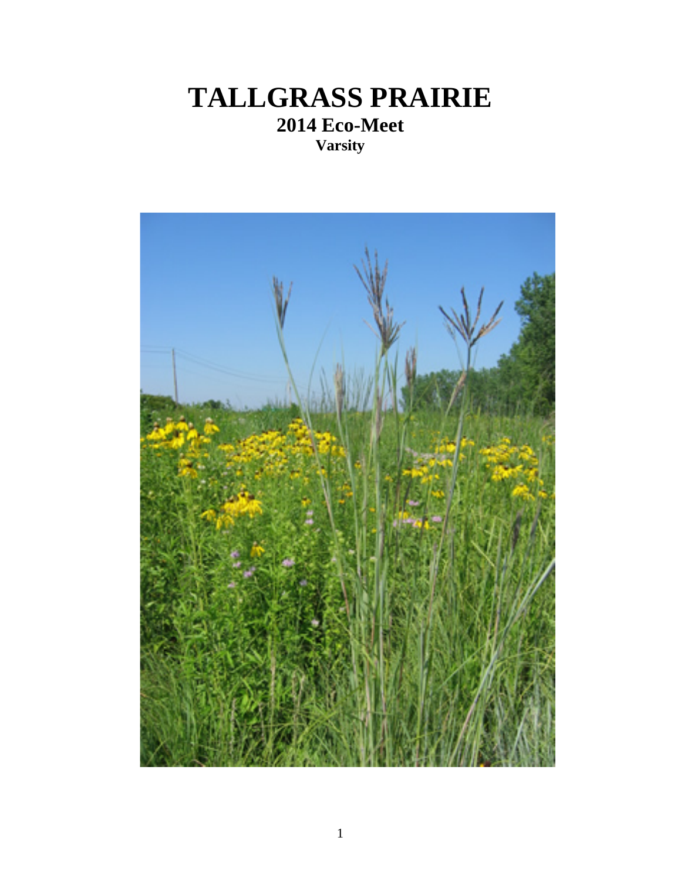# TALLGRASS PRAIRIE

## 2014 Eco-Meet

### Varsity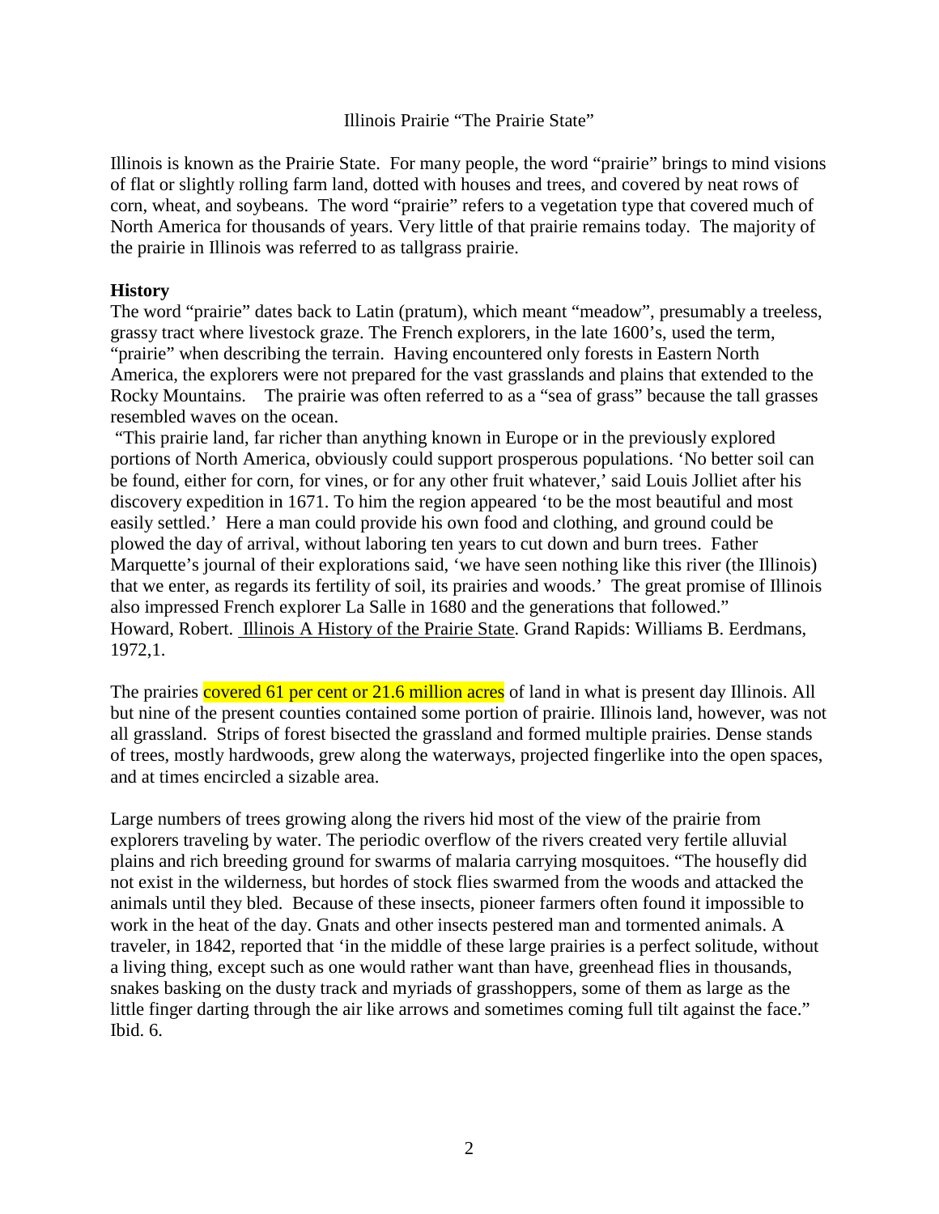# Illinois Prairie "The Prairie State"

Illinois is known as the Prairie State. For many people, the word "prairie" brings to mind visions of flat or slightly rolling farm land, dotted with houses and trees, and covered by neat rows of corn, wheat, and soybeans. The word "prairie" refers to a vegetation type that covered much of North America for thousands of years. Very little of that prairie remains today. The majority of the prairie in Illinois was referred to as tallgrass prairie.

## History

The word "prairie" dates back to Latin (pratum), which meant "meadow", presumably a treeless, grassy tract where livestock graze. The French explorers, in the late 1600's, used the term, "prairie" when describing the terrain. Having encountered only forests in Eastern North America, the explorers were not prepared for the vast grasslands and plains that extended to the Rocky Mountains. The prairie was often referred to as a "sea of grass" because the tall grasses resembled waves on the ocean.

"This prairie land, far richer than anything known in Europe or in the previously explored portions of North America, obviously could support prosperous populations. 'No better soil can be found, either for corn, for vines, or for any other fruit whatever,' said Louis Jolliet after his discovery expedition in 1671. To him the region appeared 'to be the most beautiful and most easily settled.' Here a man could provide his own food and clothing, and ground could be plowed the day of arrival, without laboring ten years to cut down and burn trees. Father Marquette's journal of their explorations said, 'we have seen nothing like this river (the Illinois) that we enter, as regards its fertility of soil, its prairies and woods.' The great promise of Illinois also impressed French explorer La Salle in 1680 and the generations that followed."
Howard, Robert. Illinois A History of the Prairie State. Grand Rapids: Williams B. Eerdmans, 1972,1.

The prairies covered 61 per cent or 21.6 million acres of land in what is present day Illinois. All but nine of the present counties contained some portion of prairie. Illinois land, however, was not all grassland. Strips of forest bisected the grassland and formed multiple prairies. Dense stands of trees, mostly hardwoods, grew along the waterways, projected fingerlike into the open spaces, and at times encircled a sizable area.

Large numbers of trees growing along the rivers hid most of the view of the prairie from explorers traveling by water. The periodic overflow of the rivers created very fertile alluvial plains and rich breeding ground for swarms of malaria carrying mosquitoes. "The housefly did not exist in the wilderness, but hordes of stock flies swarmed from the woods and attacked the animals until they bled. Because of these insects, pioneer farmers often found it impossible to work in the heat of the day. Gnats and other insects pestered man and tormented animals. A traveler, in 1842, reported that 'in the middle of these large prairies is a perfect solitude, without a living thing, except such as one would rather want than have, greenhead flies in thousands, snakes basking on the dusty track and myriads of grasshoppers, some of them as large as the little finger darting through the air like arrows and sometimes coming full tilt against the face."
Ibid. 6.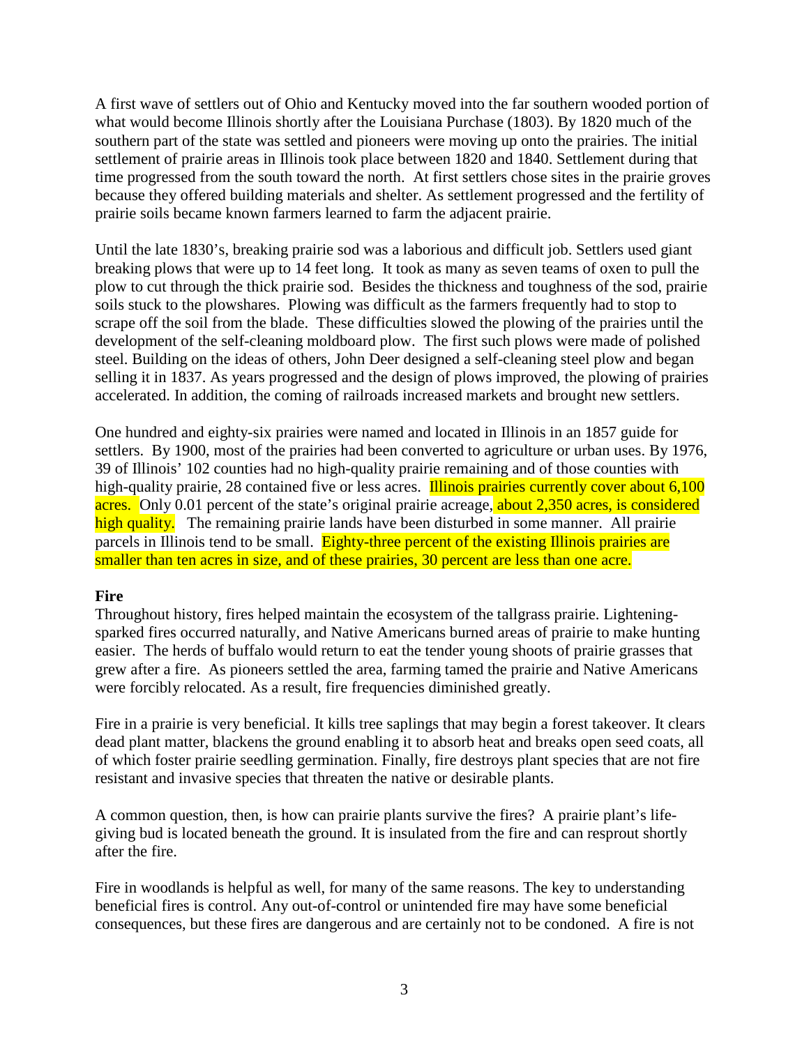A first wave of settlers out of Ohio and Kentucky moved into the far southern wooded portion of what would become Illinois shortly after the Louisiana Purchase (1803). By 1820 much of the southern part of the state was settled and pioneers were moving up onto the prairies. The initial settlement of prairie areas in Illinois took place between 1820 and 1840. Settlement during that time progressed from the south toward the north. At first settlers chose sites in the prairie groves because they offered building materials and shelter. As settlement progressed and the fertility of prairie soils became known farmers learned to farm the adjacent prairie.

Until the late 1830's, breaking prairie sod was a laborious and difficult job. Settlers used giant breaking plows that were up to 14 feet long. It took as many as seven teams of oxen to pull the plow to cut through the thick prairie sod. Besides the thickness and toughness of the sod, prairie soils stuck to the plowshares. Plowing was difficult as the farmers frequently had to stop to scrape off the soil from the blade. These difficulties slowed the plowing of the prairies until the development of the self-cleaning moldboard plow. The first such plows were made of polished steel. Building on the ideas of others, John Deer designed a self-cleaning steel plow and began selling it in 1837. As years progressed and the design of plows improved, the plowing of prairies accelerated. In addition, the coming of railroads increased markets and brought new settlers.

One hundred and eighty-six prairies were named and located in Illinois in an 1857 guide for settlers. By 1900, most of the prairies had been converted to agriculture or urban uses. By 1976, 39 of Illinois' 102 counties had no high-quality prairie remaining and of those counties with high-quality prairie, 28 contained five or less acres. Illinois prairies currently cover about 6,100 acres. Only 0.01 percent of the state's original prairie acreage, about 2,350 acres, is considered high quality. The remaining prairie lands have been disturbed in some manner. All prairie parcels in Illinois tend to be small. Eighty-three percent of the existing Illinois prairies are smaller than ten acres in size, and of these prairies, 30 percent are less than one acre.

**Fire**

Throughout history, fires helped maintain the ecosystem of the tallgrass prairie. Lightening-sparked fires occurred naturally, and Native Americans burned areas of prairie to make hunting easier. The herds of buffalo would return to eat the tender young shoots of prairie grasses that grew after a fire. As pioneers settled the area, farming tamed the prairie and Native Americans were forcibly relocated. As a result, fire frequencies diminished greatly.

Fire in a prairie is very beneficial. It kills tree saplings that may begin a forest takeover. It clears dead plant matter, blackens the ground enabling it to absorb heat and breaks open seed coats, all of which foster prairie seedling germination. Finally, fire destroys plant species that are not fire resistant and invasive species that threaten the native or desirable plants.

A common question, then, is how can prairie plants survive the fires? A prairie plant's life-giving bud is located beneath the ground. It is insulated from the fire and can resprout shortly after the fire.

Fire in woodlands is helpful as well, for many of the same reasons. The key to understanding beneficial fires is control. Any out-of-control or unintended fire may have some beneficial consequences, but these fires are dangerous and are certainly not to be condoned. A fire is not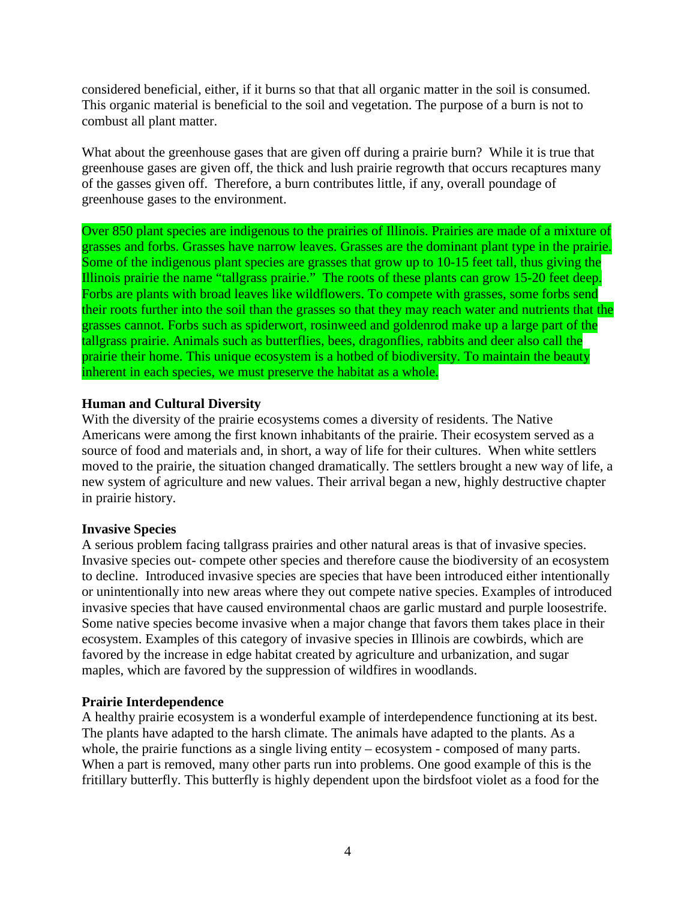considered beneficial, either, if it burns so that that all organic matter in the soil is consumed. This organic material is beneficial to the soil and vegetation. The purpose of a burn is not to combust all plant matter.

What about the greenhouse gases that are given off during a prairie burn? While it is true that greenhouse gases are given off, the thick and lush prairie regrowth that occurs recaptures many of the gasses given off. Therefore, a burn contributes little, if any, overall poundage of greenhouse gases to the environment.

Over 850 plant species are indigenous to the prairies of Illinois. Prairies are made of a mixture of grasses and forbs. Grasses have narrow leaves. Grasses are the dominant plant type in the prairie. Some of the indigenous plant species are grasses that grow up to 10-15 feet tall, thus giving the Illinois prairie the name "tallgrass prairie." The roots of these plants can grow 15-20 feet deep. Forbs are plants with broad leaves like wildflowers. To compete with grasses, some forbs send their roots further into the soil than the grasses so that they may reach water and nutrients that the grasses cannot. Forbs such as spiderwort, rosinweed and goldenrod make up a large part of the tallgrass prairie. Animals such as butterflies, bees, dragonflies, rabbits and deer also call the prairie their home. This unique ecosystem is a hotbed of biodiversity. To maintain the beauty inherent in each species, we must preserve the habitat as a whole.

**Human and Cultural Diversity**

With the diversity of the prairie ecosystems comes a diversity of residents. The Native Americans were among the first known inhabitants of the prairie. Their ecosystem served as a source of food and materials and, in short, a way of life for their cultures. When white settlers moved to the prairie, the situation changed dramatically. The settlers brought a new way of life, a new system of agriculture and new values. Their arrival began a new, highly destructive chapter in prairie history.

**Invasive Species**

A serious problem facing tallgrass prairies and other natural areas is that of invasive species. Invasive species out- compete other species and therefore cause the biodiversity of an ecosystem to decline. Introduced invasive species are species that have been introduced either intentionally or unintentionally into new areas where they out compete native species. Examples of introduced invasive species that have caused environmental chaos are garlic mustard and purple loosestrife. Some native species become invasive when a major change that favors them takes place in their ecosystem. Examples of this category of invasive species in Illinois are cowbirds, which are favored by the increase in edge habitat created by agriculture and urbanization, and sugar maples, which are favored by the suppression of wildfires in woodlands.

**Prairie Interdependence**

A healthy prairie ecosystem is a wonderful example of interdependence functioning at its best. The plants have adapted to the harsh climate. The animals have adapted to the plants. As a whole, the prairie functions as a single living entity – ecosystem - composed of many parts. When a part is removed, many other parts run into problems. One good example of this is the fritillary butterfly. This butterfly is highly dependent upon the birdsfoot violet as a food for the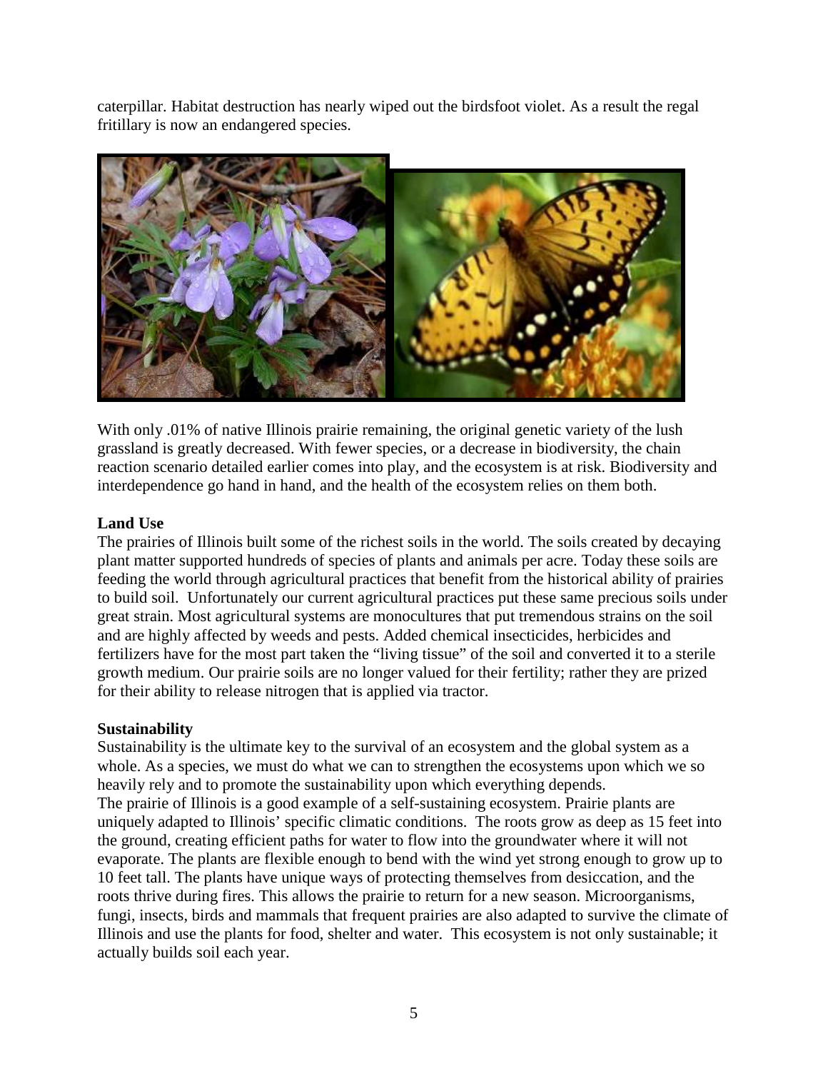caterpillar. Habitat destruction has nearly wiped out the birdsfoot violet. As a result the regal fritillary is now an endangered species.

With only .01% of native Illinois prairie remaining, the original genetic variety of the lush grassland is greatly decreased. With fewer species, or a decrease in biodiversity, the chain reaction scenario detailed earlier comes into play, and the ecosystem is at risk. Biodiversity and interdependence go hand in hand, and the health of the ecosystem relies on them both.

**Land Use**

The prairies of Illinois built some of the richest soils in the world. The soils created by decaying plant matter supported hundreds of species of plants and animals per acre. Today these soils are feeding the world through agricultural practices that benefit from the historical ability of prairies to build soil. Unfortunately our current agricultural practices put these same precious soils under great strain. Most agricultural systems are monocultures that put tremendous strains on the soil and are highly affected by weeds and pests. Added chemical insecticides, herbicides and fertilizers have for the most part taken the "living tissue" of the soil and converted it to a sterile growth medium. Our prairie soils are no longer valued for their fertility; rather they are prized for their ability to release nitrogen that is applied via tractor.

**Sustainability**

Sustainability is the ultimate key to the survival of an ecosystem and the global system as a whole. As a species, we must do what we can to strengthen the ecosystems upon which we so heavily rely and to promote the sustainability upon which everything depends.

The prairie of Illinois is a good example of a self-sustaining ecosystem. Prairie plants are uniquely adapted to Illinois' specific climatic conditions. The roots grow as deep as 15 feet into the ground, creating efficient paths for water to flow into the groundwater where it will not evaporate. The plants are flexible enough to bend with the wind yet strong enough to grow up to 10 feet tall. The plants have unique ways of protecting themselves from desiccation, and the roots thrive during fires. This allows the prairie to return for a new season. Microorganisms, fungi, insects, birds and mammals that frequent prairies are also adapted to survive the climate of Illinois and use the plants for food, shelter and water. This ecosystem is not only sustainable; it actually builds soil each year.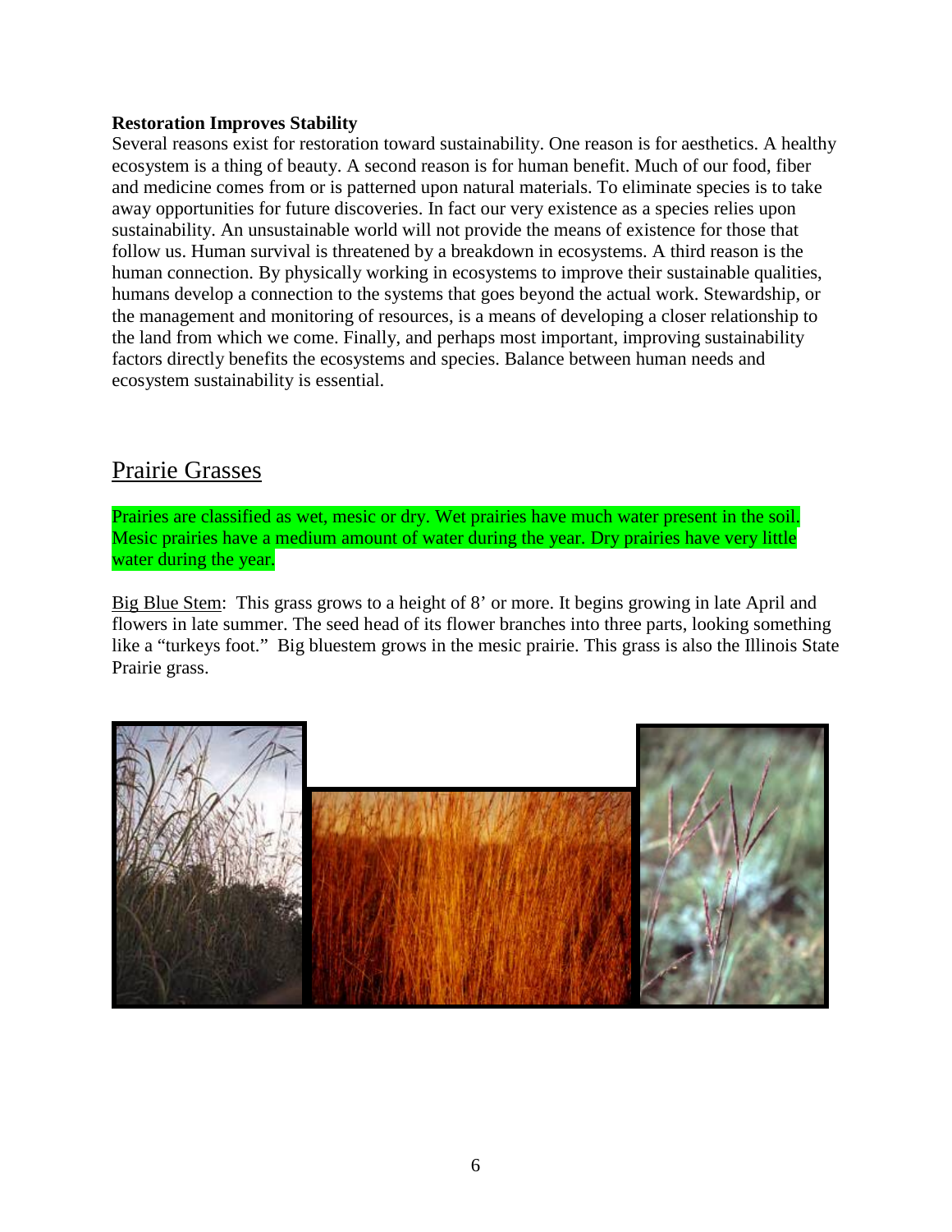**Restoration Improves Stability**

Several reasons exist for restoration toward sustainability. One reason is for aesthetics. A healthy ecosystem is a thing of beauty. A second reason is for human benefit. Much of our food, fiber and medicine comes from or is patterned upon natural materials. To eliminate species is to take away opportunities for future discoveries. In fact our very existence as a species relies upon sustainability. An unsustainable world will not provide the means of existence for those that follow us. Human survival is threatened by a breakdown in ecosystems. A third reason is the human connection. By physically working in ecosystems to improve their sustainable qualities, humans develop a connection to the systems that goes beyond the actual work. Stewardship, or the management and monitoring of resources, is a means of developing a closer relationship to the land from which we come. Finally, and perhaps most important, improving sustainability factors directly benefits the ecosystems and species. Balance between human needs and ecosystem sustainability is essential.

## Prairie Grasses

Prairies are classified as wet, mesic or dry. Wet prairies have much water present in the soil. Mesic prairies have a medium amount of water during the year. Dry prairies have very little water during the year.

Big Blue Stem: This grass grows to a height of 8' or more. It begins growing in late April and flowers in late summer. The seed head of its flower branches into three parts, looking something like a "turkeys foot." Big bluestem grows in the mesic prairie. This grass is also the Illinois State Prairie grass.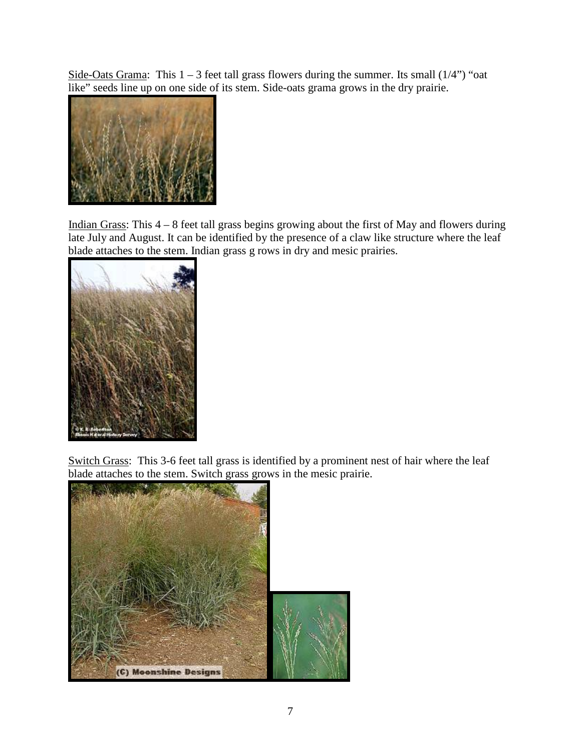Side-Oats Grama: This 1 – 3 feet tall grass flowers during the summer. Its small (1/4") "oat like" seeds line up on one side of its stem. Side-oats grama grows in the dry prairie.

Indian Grass: This 4 – 8 feet tall grass begins growing about the first of May and flowers during late July and August. It can be identified by the presence of a claw like structure where the leaf blade attaches to the stem. Indian grass g rows in dry and mesic prairies.

Switch Grass: This 3-6 feet tall grass is identified by a prominent nest of hair where the leaf blade attaches to the stem. Switch grass grows in the mesic prairie.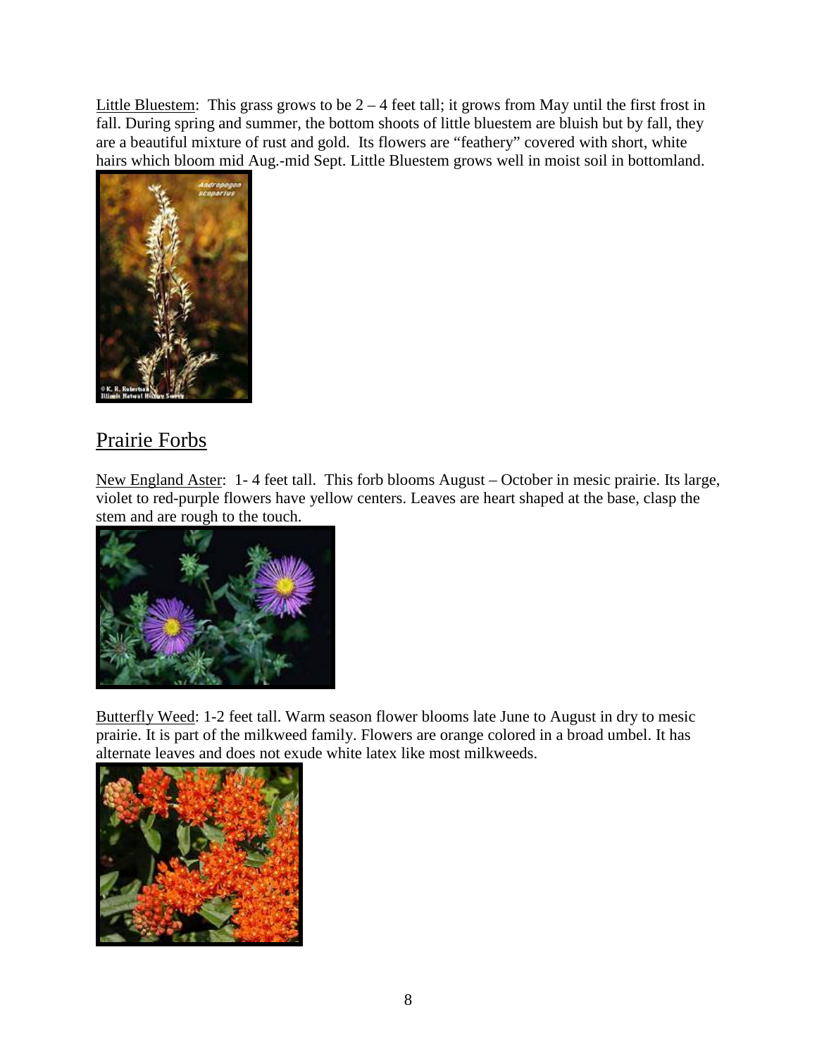Little Bluestem: This grass grows to be 2 – 4 feet tall; it grows from May until the first frost in fall. During spring and summer, the bottom shoots of little bluestem are bluish but by fall, they are a beautiful mixture of rust and gold. Its flowers are "feathery" covered with short, white hairs which bloom mid Aug.-mid Sept. Little Bluestem grows well in moist soil in bottomland.

## Prairie Forbs

New England Aster: 1- 4 feet tall. This forb blooms August – October in mesic prairie. Its large, violet to red-purple flowers have yellow centers. Leaves are heart shaped at the base, clasp the stem and are rough to the touch.

Butterfly Weed: 1-2 feet tall. Warm season flower blooms late June to August in dry to mesic prairie. It is part of the milkweed family. Flowers are orange colored in a broad umbel. It has alternate leaves and does not exude white latex like most milkweeds.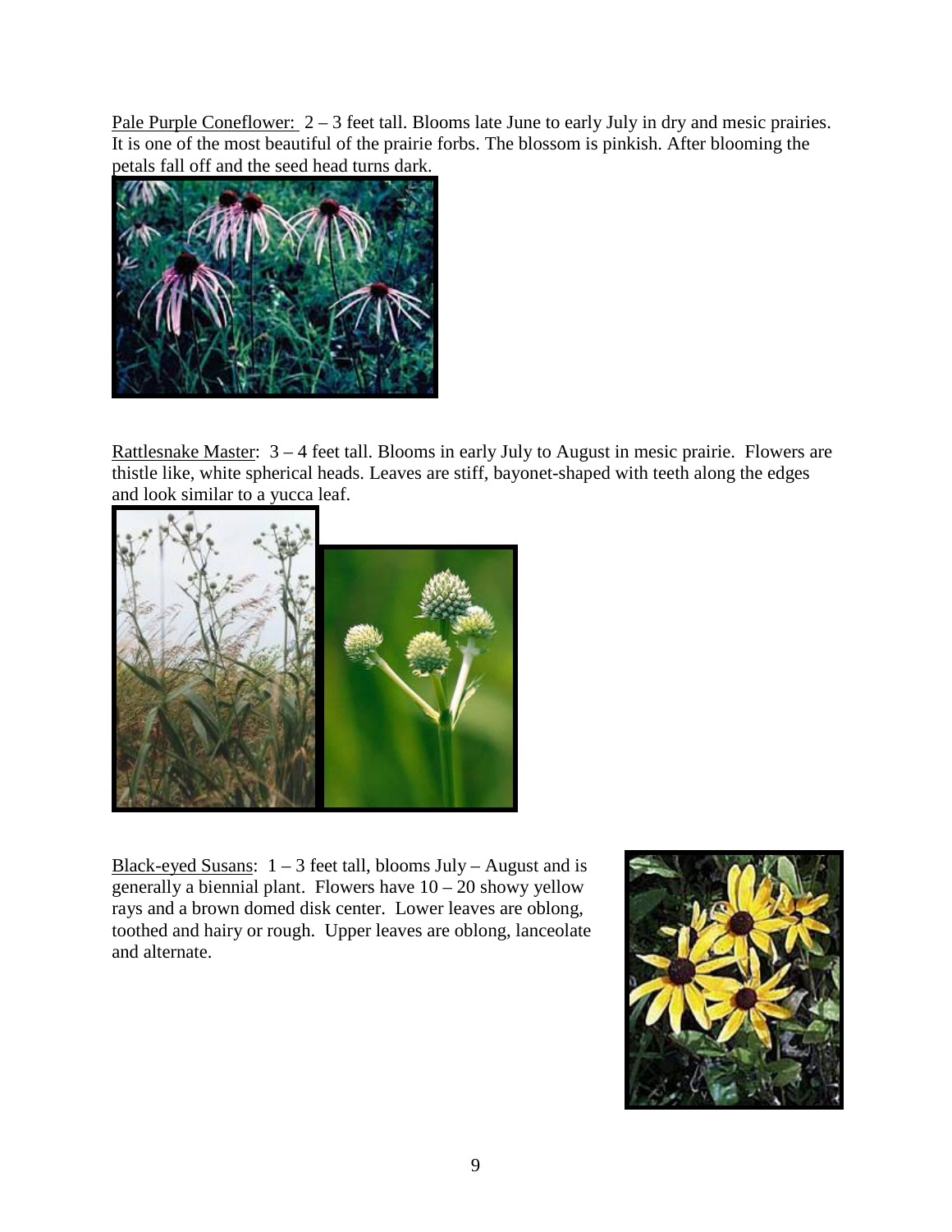<u>Pale Purple Coneflower:</u> 2 – 3 feet tall. Blooms late June to early July in dry and mesic prairies. It is one of the most beautiful of the prairie forbs. The blossom is pinkish. After blooming the petals fall off and the seed head turns dark.

<u>Rattlesnake Master</u>: 3 – 4 feet tall. Blooms in early July to August in mesic prairie. Flowers are thistle like, white spherical heads. Leaves are stiff, bayonet-shaped with teeth along the edges and look similar to a yucca leaf.

<u>Black-eyed Susans</u>: 1 – 3 feet tall, blooms July – August and is generally a biennial plant. Flowers have 10 – 20 showy yellow rays and a brown domed disk center. Lower leaves are oblong, toothed and hairy or rough. Upper leaves are oblong, lanceolate and alternate.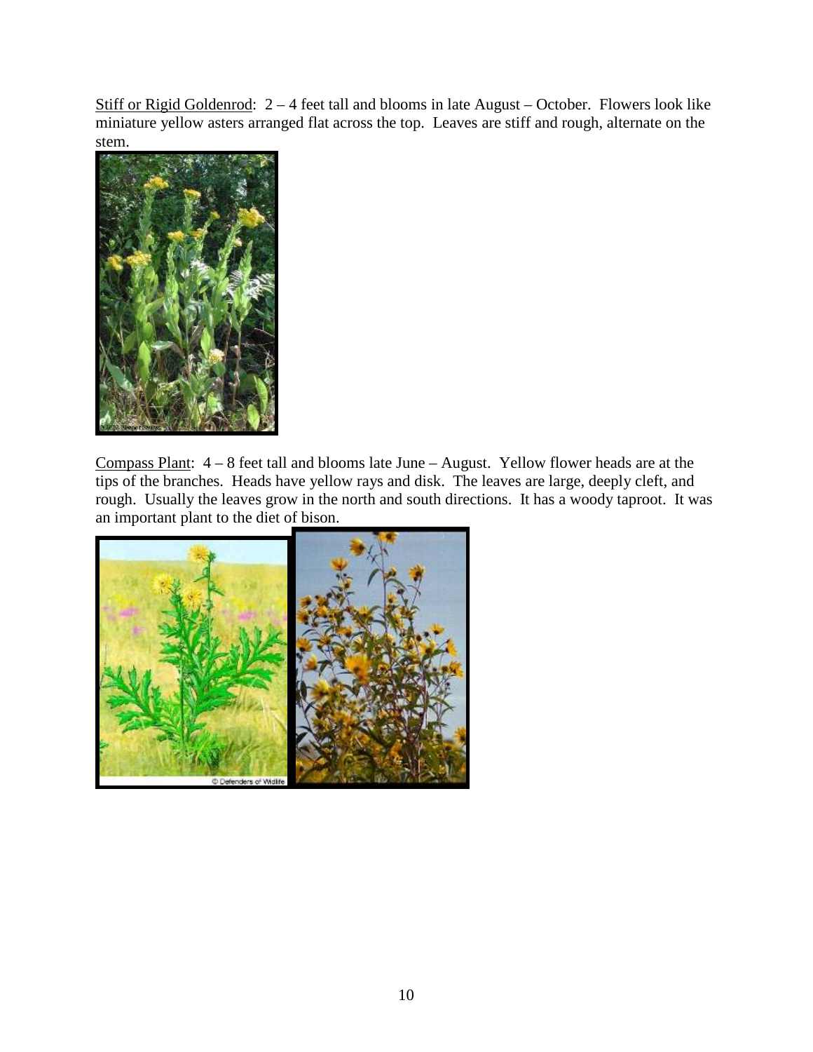Stiff or Rigid Goldenrod: 2 – 4 feet tall and blooms in late August – October. Flowers look like miniature yellow asters arranged flat across the top. Leaves are stiff and rough, alternate on the stem.

Compass Plant: 4 – 8 feet tall and blooms late June – August. Yellow flower heads are at the tips of the branches. Heads have yellow rays and disk. The leaves are large, deeply cleft, and rough. Usually the leaves grow in the north and south directions. It has a woody taproot. It was an important plant to the diet of bison.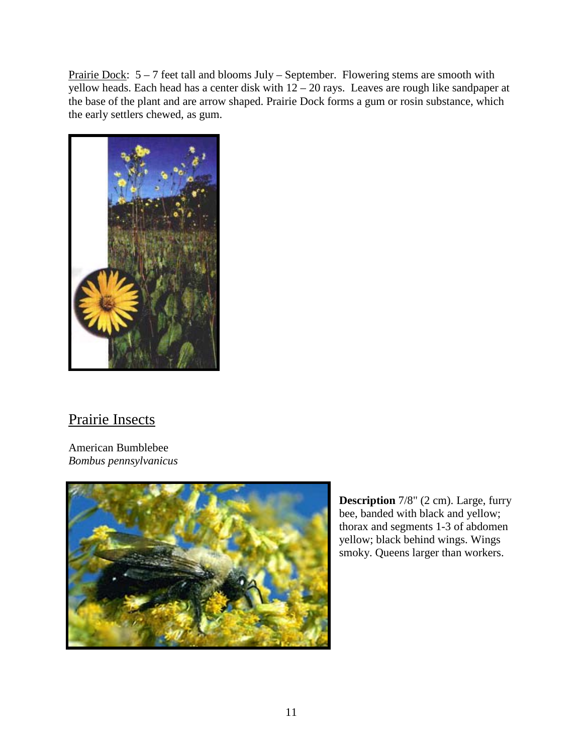Prairie Dock: 5 – 7 feet tall and blooms July – September. Flowering stems are smooth with yellow heads. Each head has a center disk with 12 – 20 rays. Leaves are rough like sandpaper at the base of the plant and are arrow shaped. Prairie Dock forms a gum or rosin substance, which the early settlers chewed, as gum.

## Prairie Insects

American Bumblebee
*Bombus pennsylvanicus*

**Description** 7/8" (2 cm). Large, furry bee, banded with black and yellow; thorax and segments 1-3 of abdomen yellow; black behind wings. Wings smoky. Queens larger than workers.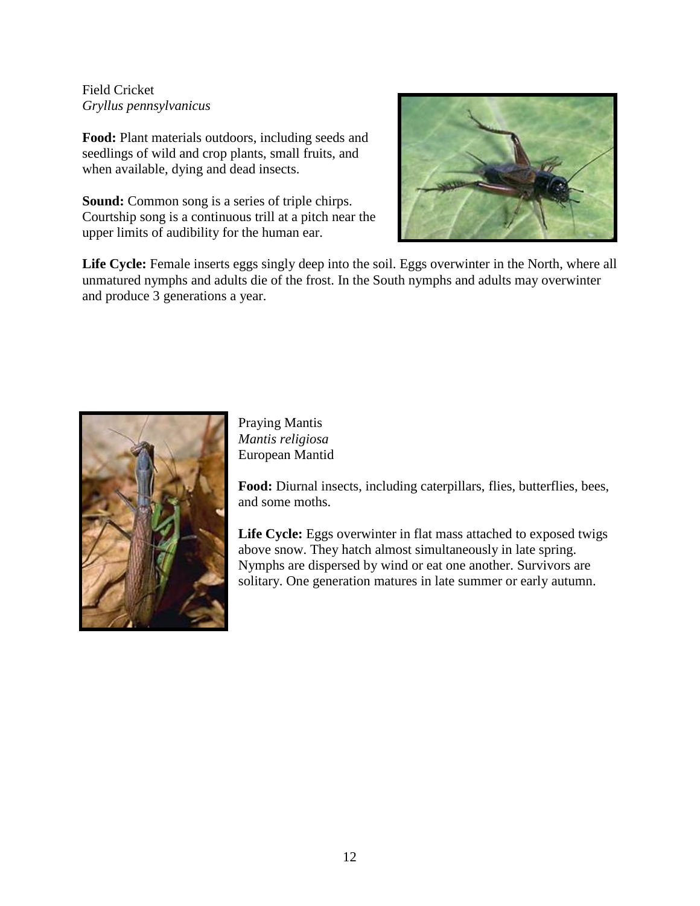Field Cricket
*Gryllus pennsylvanicus*

**Food:** Plant materials outdoors, including seeds and seedlings of wild and crop plants, small fruits, and when available, dying and dead insects.

**Sound:** Common song is a series of triple chirps. Courtship song is a continuous trill at a pitch near the upper limits of audibility for the human ear.

**Life Cycle:** Female inserts eggs singly deep into the soil. Eggs overwinter in the North, where all unmatured nymphs and adults die of the frost. In the South nymphs and adults may overwinter and produce 3 generations a year.

Praying Mantis
*Mantis religiosa*
European Mantid

**Food:** Diurnal insects, including caterpillars, flies, butterflies, bees, and some moths.

**Life Cycle:** Eggs overwinter in flat mass attached to exposed twigs above snow. They hatch almost simultaneously in late spring. Nymphs are dispersed by wind or eat one another. Survivors are solitary. One generation matures in late summer or early autumn.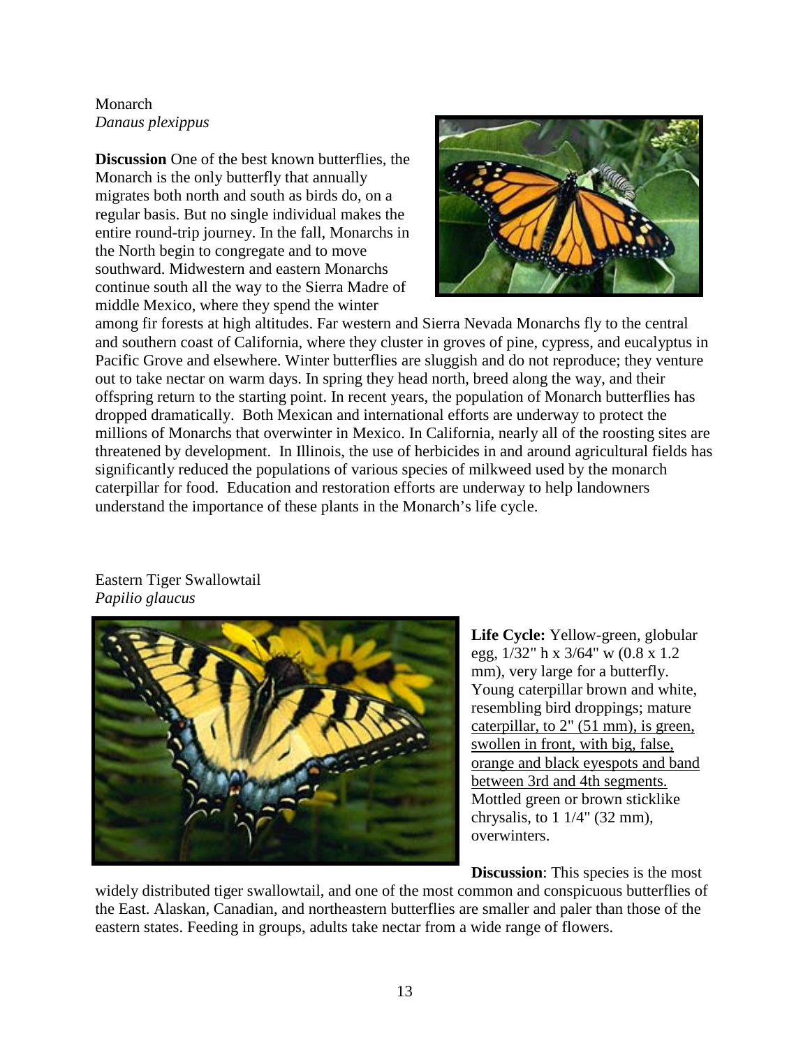Monarch
*Danaus plexippus*

**Discussion** One of the best known butterflies, the Monarch is the only butterfly that annually migrates both north and south as birds do, on a regular basis. But no single individual makes the entire round-trip journey. In the fall, Monarchs in the North begin to congregate and to move southward. Midwestern and eastern Monarchs continue south all the way to the Sierra Madre of middle Mexico, where they spend the winter among fir forests at high altitudes. Far western and Sierra Nevada Monarchs fly to the central and southern coast of California, where they cluster in groves of pine, cypress, and eucalyptus in Pacific Grove and elsewhere. Winter butterflies are sluggish and do not reproduce; they venture out to take nectar on warm days. In spring they head north, breed along the way, and their offspring return to the starting point. In recent years, the population of Monarch butterflies has dropped dramatically. Both Mexican and international efforts are underway to protect the millions of Monarchs that overwinter in Mexico. In California, nearly all of the roosting sites are threatened by development. In Illinois, the use of herbicides in and around agricultural fields has significantly reduced the populations of various species of milkweed used by the monarch caterpillar for food. Education and restoration efforts are underway to help landowners understand the importance of these plants in the Monarch's life cycle.

Eastern Tiger Swallowtail
*Papilio glaucus*

**Life Cycle:** Yellow-green, globular egg, 1/32" h x 3/64" w (0.8 x 1.2 mm), very large for a butterfly. Young caterpillar brown and white, resembling bird droppings; mature <u>caterpillar, to 2" (51 mm), is green, swollen in front, with big, false, orange and black eyespots and band between 3rd and 4th segments.</u> Mottled green or brown sticklike chrysalis, to 1 1/4" (32 mm), overwinters.

**Discussion**: This species is the most widely distributed tiger swallowtail, and one of the most common and conspicuous butterflies of the East. Alaskan, Canadian, and northeastern butterflies are smaller and paler than those of the eastern states. Feeding in groups, adults take nectar from a wide range of flowers.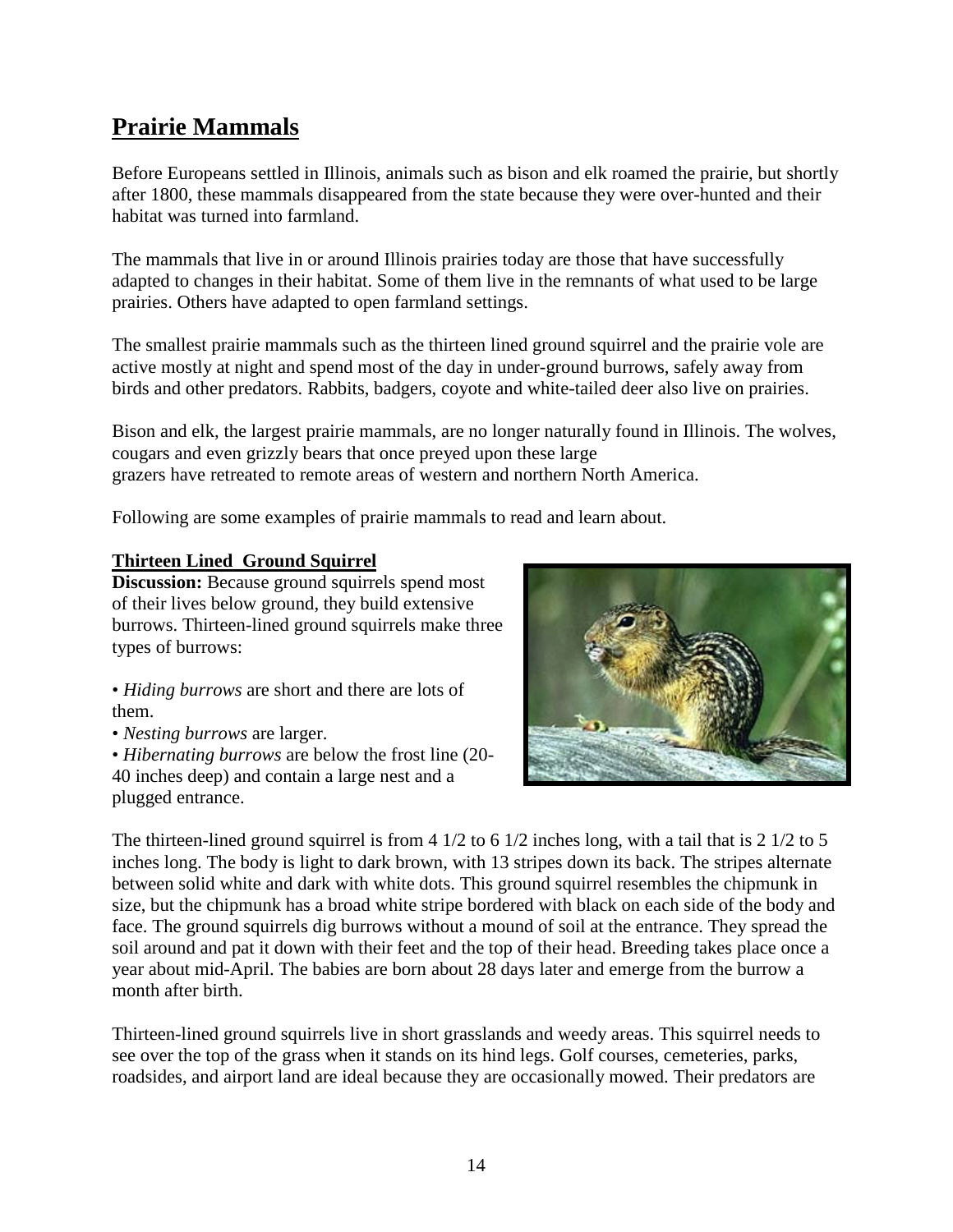## Prairie Mammals

Before Europeans settled in Illinois, animals such as bison and elk roamed the prairie, but shortly after 1800, these mammals disappeared from the state because they were over-hunted and their habitat was turned into farmland.

The mammals that live in or around Illinois prairies today are those that have successfully adapted to changes in their habitat. Some of them live in the remnants of what used to be large prairies. Others have adapted to open farmland settings.

The smallest prairie mammals such as the thirteen lined ground squirrel and the prairie vole are active mostly at night and spend most of the day in under-ground burrows, safely away from birds and other predators. Rabbits, badgers, coyote and white-tailed deer also live on prairies.

Bison and elk, the largest prairie mammals, are no longer naturally found in Illinois. The wolves, cougars and even grizzly bears that once preyed upon these large grazers have retreated to remote areas of western and northern North America.

Following are some examples of prairie mammals to read and learn about.

### Thirteen Lined Ground Squirrel

**Discussion:** Because ground squirrels spend most of their lives below ground, they build extensive burrows. Thirteen-lined ground squirrels make three types of burrows:

- *Hiding burrows* are short and there are lots of them.
- *Nesting burrows* are larger.
- *Hibernating burrows* are below the frost line (20-40 inches deep) and contain a large nest and a plugged entrance.

The thirteen-lined ground squirrel is from 4 1/2 to 6 1/2 inches long, with a tail that is 2 1/2 to 5 inches long. The body is light to dark brown, with 13 stripes down its back. The stripes alternate between solid white and dark with white dots. This ground squirrel resembles the chipmunk in size, but the chipmunk has a broad white stripe bordered with black on each side of the body and face. The ground squirrels dig burrows without a mound of soil at the entrance. They spread the soil around and pat it down with their feet and the top of their head. Breeding takes place once a year about mid-April. The babies are born about 28 days later and emerge from the burrow a month after birth.

Thirteen-lined ground squirrels live in short grasslands and weedy areas. This squirrel needs to see over the top of the grass when it stands on its hind legs. Golf courses, cemeteries, parks, roadsides, and airport land are ideal because they are occasionally mowed. Their predators are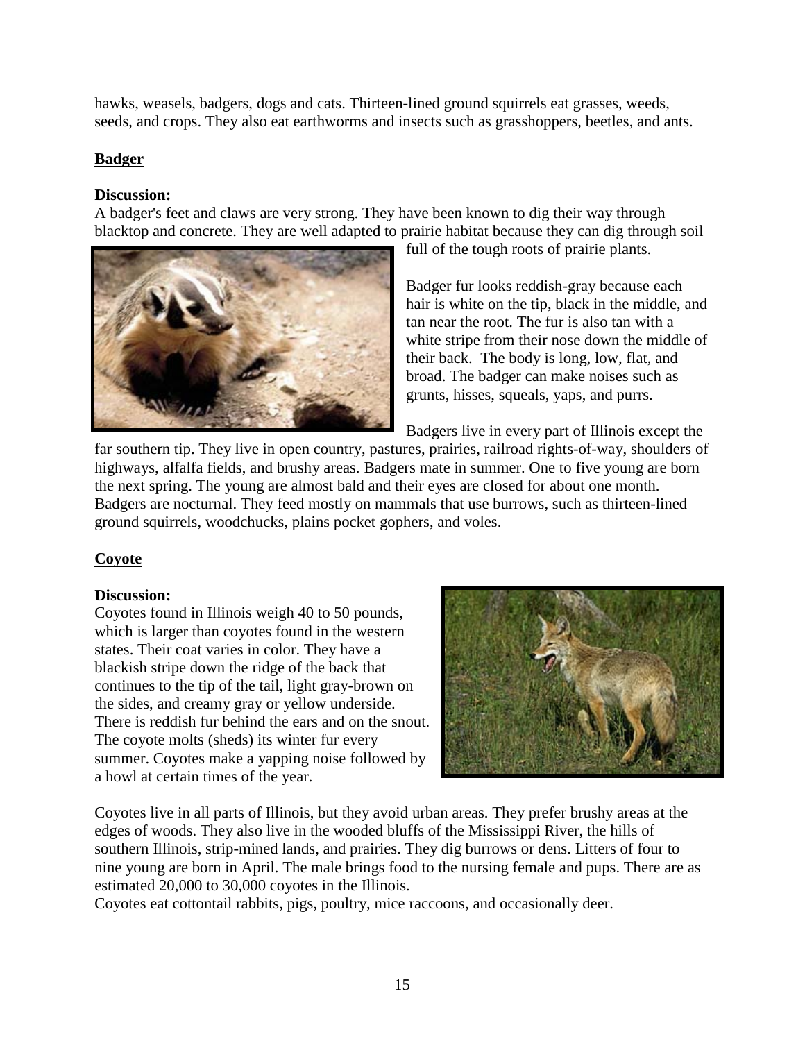hawks, weasels, badgers, dogs and cats. Thirteen-lined ground squirrels eat grasses, weeds, seeds, and crops. They also eat earthworms and insects such as grasshoppers, beetles, and ants.

## Badger

**Discussion:**
A badger's feet and claws are very strong. They have been known to dig their way through blacktop and concrete. They are well adapted to prairie habitat because they can dig through soil full of the tough roots of prairie plants.

Badger fur looks reddish-gray because each hair is white on the tip, black in the middle, and tan near the root. The fur is also tan with a white stripe from their nose down the middle of their back. The body is long, low, flat, and broad. The badger can make noises such as grunts, hisses, squeals, yaps, and purrs.

Badgers live in every part of Illinois except the far southern tip. They live in open country, pastures, prairies, railroad rights-of-way, shoulders of highways, alfalfa fields, and brushy areas. Badgers mate in summer. One to five young are born the next spring. The young are almost bald and their eyes are closed for about one month. Badgers are nocturnal. They feed mostly on mammals that use burrows, such as thirteen-lined ground squirrels, woodchucks, plains pocket gophers, and voles.

## Coyote

**Discussion:**
Coyotes found in Illinois weigh 40 to 50 pounds, which is larger than coyotes found in the western states. Their coat varies in color. They have a blackish stripe down the ridge of the back that continues to the tip of the tail, light gray-brown on the sides, and creamy gray or yellow underside. There is reddish fur behind the ears and on the snout. The coyote molts (sheds) its winter fur every summer. Coyotes make a yapping noise followed by a howl at certain times of the year.

Coyotes live in all parts of Illinois, but they avoid urban areas. They prefer brushy areas at the edges of woods. They also live in the wooded bluffs of the Mississippi River, the hills of southern Illinois, strip-mined lands, and prairies. They dig burrows or dens. Litters of four to nine young are born in April. The male brings food to the nursing female and pups. There are as estimated 20,000 to 30,000 coyotes in the Illinois.
Coyotes eat cottontail rabbits, pigs, poultry, mice raccoons, and occasionally deer.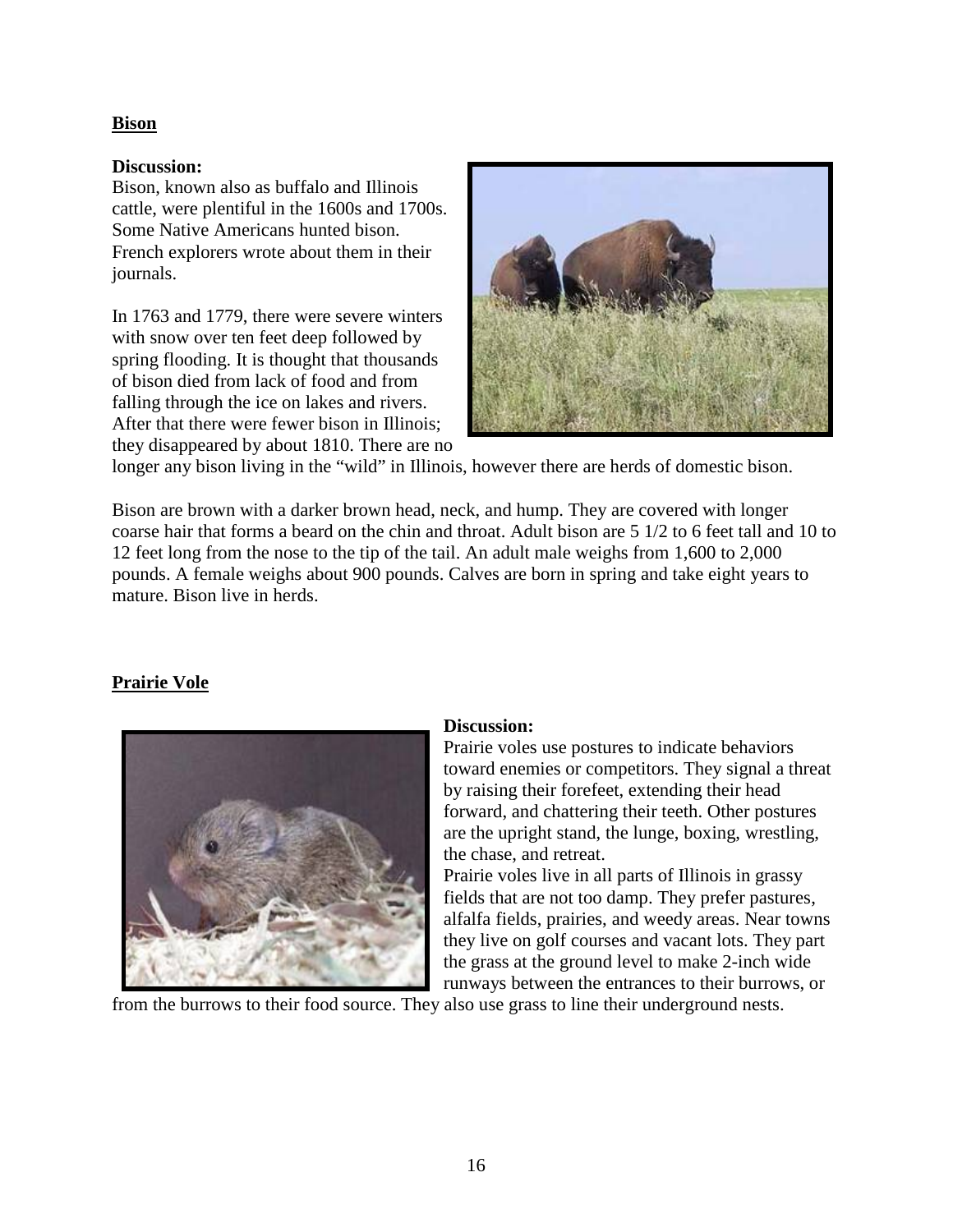**Bison**

**Discussion:**
Bison, known also as buffalo and Illinois cattle, were plentiful in the 1600s and 1700s. Some Native Americans hunted bison. French explorers wrote about them in their journals.

In 1763 and 1779, there were severe winters with snow over ten feet deep followed by spring flooding. It is thought that thousands of bison died from lack of food and from falling through the ice on lakes and rivers. After that there were fewer bison in Illinois; they disappeared by about 1810. There are no longer any bison living in the "wild" in Illinois, however there are herds of domestic bison.

Bison are brown with a darker brown head, neck, and hump. They are covered with longer coarse hair that forms a beard on the chin and throat. Adult bison are 5 1/2 to 6 feet tall and 10 to 12 feet long from the nose to the tip of the tail. An adult male weighs from 1,600 to 2,000 pounds. A female weighs about 900 pounds. Calves are born in spring and take eight years to mature. Bison live in herds.

**Prairie Vole**

**Discussion:**
Prairie voles use postures to indicate behaviors toward enemies or competitors. They signal a threat by raising their forefeet, extending their head forward, and chattering their teeth. Other postures are the upright stand, the lunge, boxing, wrestling, the chase, and retreat.
Prairie voles live in all parts of Illinois in grassy fields that are not too damp. They prefer pastures, alfalfa fields, prairies, and weedy areas. Near towns they live on golf courses and vacant lots. They part the grass at the ground level to make 2-inch wide runways between the entrances to their burrows, or from the burrows to their food source. They also use grass to line their underground nests.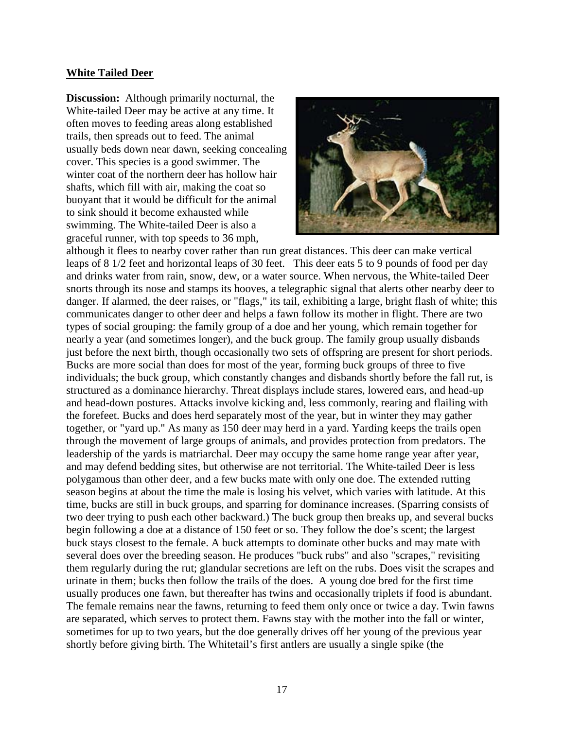**White Tailed Deer**

**Discussion:** Although primarily nocturnal, the White-tailed Deer may be active at any time. It often moves to feeding areas along established trails, then spreads out to feed. The animal usually beds down near dawn, seeking concealing cover. This species is a good swimmer. The winter coat of the northern deer has hollow hair shafts, which fill with air, making the coat so buoyant that it would be difficult for the animal to sink should it become exhausted while swimming. The White-tailed Deer is also a graceful runner, with top speeds to 36 mph, although it flees to nearby cover rather than run great distances. This deer can make vertical leaps of 8 1/2 feet and horizontal leaps of 30 feet. This deer eats 5 to 9 pounds of food per day and drinks water from rain, snow, dew, or a water source. When nervous, the White-tailed Deer snorts through its nose and stamps its hooves, a telegraphic signal that alerts other nearby deer to danger. If alarmed, the deer raises, or "flags," its tail, exhibiting a large, bright flash of white; this communicates danger to other deer and helps a fawn follow its mother in flight. There are two types of social grouping: the family group of a doe and her young, which remain together for nearly a year (and sometimes longer), and the buck group. The family group usually disbands just before the next birth, though occasionally two sets of offspring are present for short periods. Bucks are more social than does for most of the year, forming buck groups of three to five individuals; the buck group, which constantly changes and disbands shortly before the fall rut, is structured as a dominance hierarchy. Threat displays include stares, lowered ears, and head-up and head-down postures. Attacks involve kicking and, less commonly, rearing and flailing with the forefeet. Bucks and does herd separately most of the year, but in winter they may gather together, or "yard up." As many as 150 deer may herd in a yard. Yarding keeps the trails open through the movement of large groups of animals, and provides protection from predators. The leadership of the yards is matriarchal. Deer may occupy the same home range year after year, and may defend bedding sites, but otherwise are not territorial. The White-tailed Deer is less polygamous than other deer, and a few bucks mate with only one doe. The extended rutting season begins at about the time the male is losing his velvet, which varies with latitude. At this time, bucks are still in buck groups, and sparring for dominance increases. (Sparring consists of two deer trying to push each other backward.) The buck group then breaks up, and several bucks begin following a doe at a distance of 150 feet or so. They follow the doe's scent; the largest buck stays closest to the female. A buck attempts to dominate other bucks and may mate with several does over the breeding season. He produces "buck rubs" and also "scrapes," revisiting them regularly during the rut; glandular secretions are left on the rubs. Does visit the scrapes and urinate in them; bucks then follow the trails of the does. A young doe bred for the first time usually produces one fawn, but thereafter has twins and occasionally triplets if food is abundant. The female remains near the fawns, returning to feed them only once or twice a day. Twin fawns are separated, which serves to protect them. Fawns stay with the mother into the fall or winter, sometimes for up to two years, but the doe generally drives off her young of the previous year shortly before giving birth. The Whitetail's first antlers are usually a single spike (the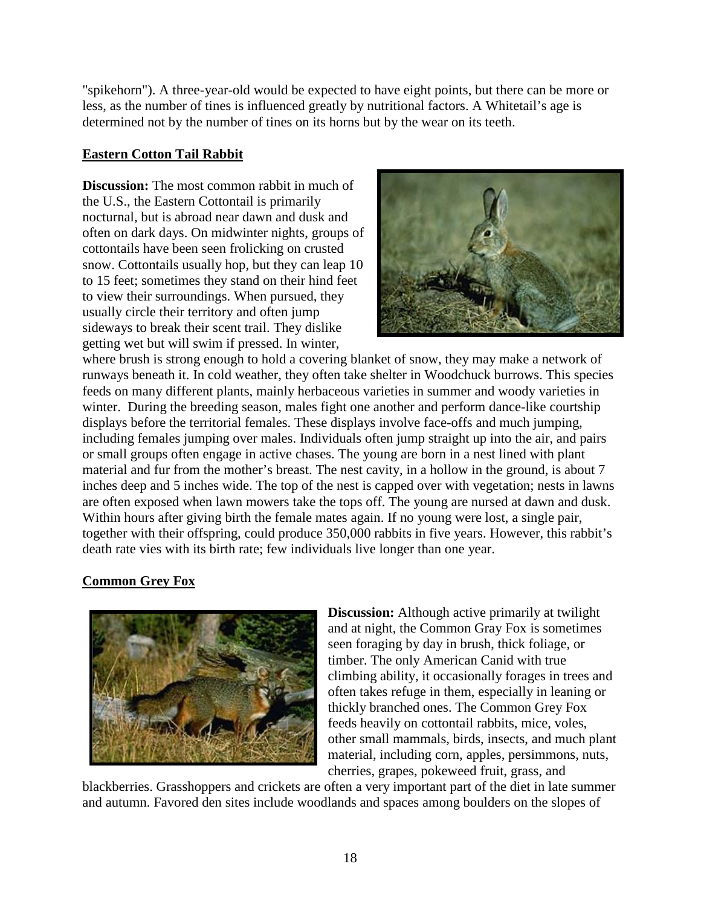"spikehorn"). A three-year-old would be expected to have eight points, but there can be more or less, as the number of tines is influenced greatly by nutritional factors. A Whitetail's age is determined not by the number of tines on its horns but by the wear on its teeth.

## Eastern Cotton Tail Rabbit

**Discussion:** The most common rabbit in much of the U.S., the Eastern Cottontail is primarily nocturnal, but is abroad near dawn and dusk and often on dark days. On midwinter nights, groups of cottontails have been seen frolicking on crusted snow. Cottontails usually hop, but they can leap 10 to 15 feet; sometimes they stand on their hind feet to view their surroundings. When pursued, they usually circle their territory and often jump sideways to break their scent trail. They dislike getting wet but will swim if pressed. In winter, where brush is strong enough to hold a covering blanket of snow, they may make a network of runways beneath it. In cold weather, they often take shelter in Woodchuck burrows. This species feeds on many different plants, mainly herbaceous varieties in summer and woody varieties in winter. During the breeding season, males fight one another and perform dance-like courtship displays before the territorial females. These displays involve face-offs and much jumping, including females jumping over males. Individuals often jump straight up into the air, and pairs or small groups often engage in active chases. The young are born in a nest lined with plant material and fur from the mother's breast. The nest cavity, in a hollow in the ground, is about 7 inches deep and 5 inches wide. The top of the nest is capped over with vegetation; nests in lawns are often exposed when lawn mowers take the tops off. The young are nursed at dawn and dusk. Within hours after giving birth the female mates again. If no young were lost, a single pair, together with their offspring, could produce 350,000 rabbits in five years. However, this rabbit's death rate vies with its birth rate; few individuals live longer than one year.

## Common Grey Fox

**Discussion:** Although active primarily at twilight and at night, the Common Gray Fox is sometimes seen foraging by day in brush, thick foliage, or timber. The only American Canid with true climbing ability, it occasionally forages in trees and often takes refuge in them, especially in leaning or thickly branched ones. The Common Grey Fox feeds heavily on cottontail rabbits, mice, voles, other small mammals, birds, insects, and much plant material, including corn, apples, persimmons, nuts, cherries, grapes, pokeweed fruit, grass, and blackberries. Grasshoppers and crickets are often a very important part of the diet in late summer and autumn. Favored den sites include woodlands and spaces among boulders on the slopes of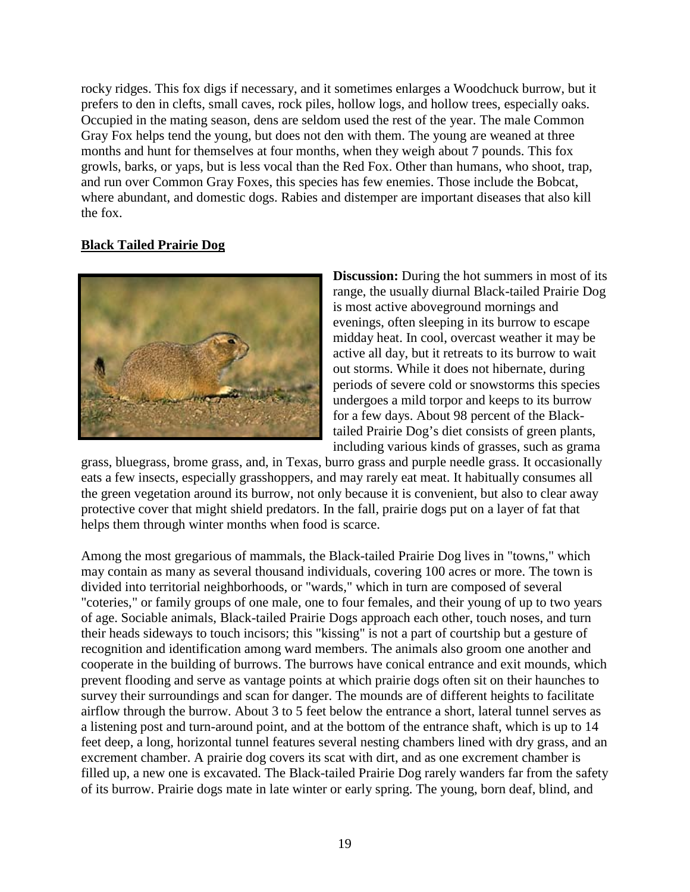rocky ridges. This fox digs if necessary, and it sometimes enlarges a Woodchuck burrow, but it prefers to den in clefts, small caves, rock piles, hollow logs, and hollow trees, especially oaks. Occupied in the mating season, dens are seldom used the rest of the year. The male Common Gray Fox helps tend the young, but does not den with them. The young are weaned at three months and hunt for themselves at four months, when they weigh about 7 pounds. This fox growls, barks, or yaps, but is less vocal than the Red Fox. Other than humans, who shoot, trap, and run over Common Gray Foxes, this species has few enemies. Those include the Bobcat, where abundant, and domestic dogs. Rabies and distemper are important diseases that also kill the fox.

## Black Tailed Prairie Dog

**Discussion:** During the hot summers in most of its range, the usually diurnal Black-tailed Prairie Dog is most active aboveground mornings and evenings, often sleeping in its burrow to escape midday heat. In cool, overcast weather it may be active all day, but it retreats to its burrow to wait out storms. While it does not hibernate, during periods of severe cold or snowstorms this species undergoes a mild torpor and keeps to its burrow for a few days. About 98 percent of the Black-tailed Prairie Dog's diet consists of green plants, including various kinds of grasses, such as grama grass, bluegrass, brome grass, and, in Texas, burro grass and purple needle grass. It occasionally eats a few insects, especially grasshoppers, and may rarely eat meat. It habitually consumes all the green vegetation around its burrow, not only because it is convenient, but also to clear away protective cover that might shield predators. In the fall, prairie dogs put on a layer of fat that helps them through winter months when food is scarce.

Among the most gregarious of mammals, the Black-tailed Prairie Dog lives in "towns," which may contain as many as several thousand individuals, covering 100 acres or more. The town is divided into territorial neighborhoods, or "wards," which in turn are composed of several "coteries," or family groups of one male, one to four females, and their young of up to two years of age. Sociable animals, Black-tailed Prairie Dogs approach each other, touch noses, and turn their heads sideways to touch incisors; this "kissing" is not a part of courtship but a gesture of recognition and identification among ward members. The animals also groom one another and cooperate in the building of burrows. The burrows have conical entrance and exit mounds, which prevent flooding and serve as vantage points at which prairie dogs often sit on their haunches to survey their surroundings and scan for danger. The mounds are of different heights to facilitate airflow through the burrow. About 3 to 5 feet below the entrance a short, lateral tunnel serves as a listening post and turn-around point, and at the bottom of the entrance shaft, which is up to 14 feet deep, a long, horizontal tunnel features several nesting chambers lined with dry grass, and an excrement chamber. A prairie dog covers its scat with dirt, and as one excrement chamber is filled up, a new one is excavated. The Black-tailed Prairie Dog rarely wanders far from the safety of its burrow. Prairie dogs mate in late winter or early spring. The young, born deaf, blind, and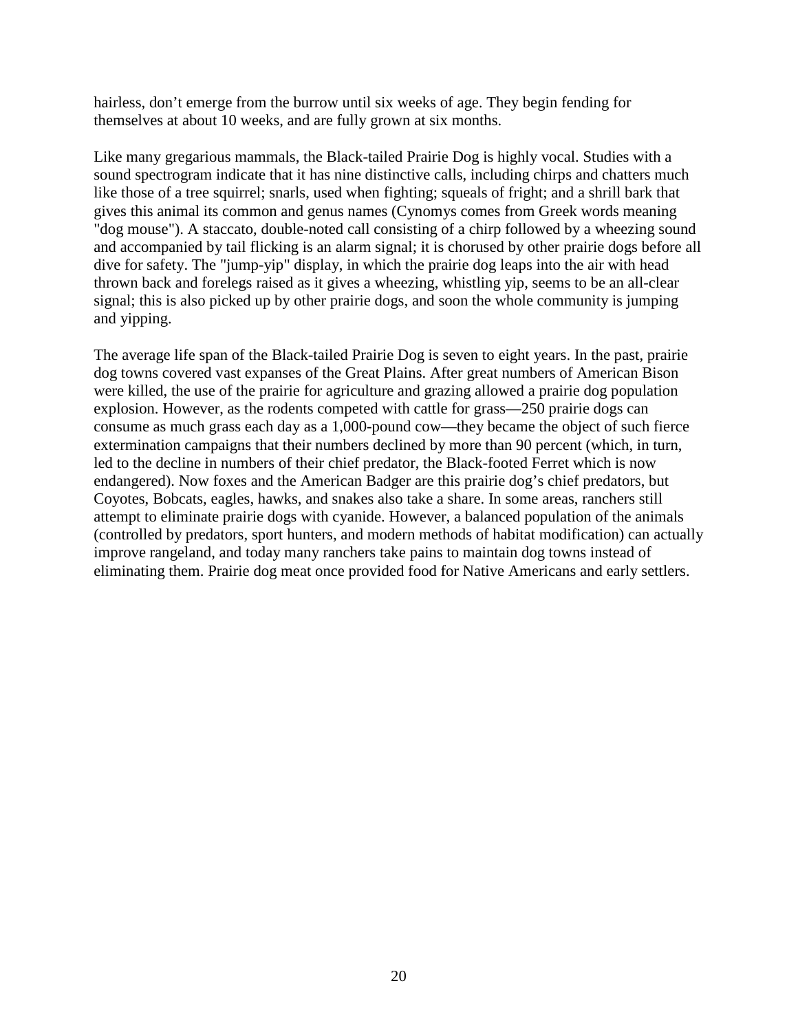hairless, don't emerge from the burrow until six weeks of age. They begin fending for themselves at about 10 weeks, and are fully grown at six months.

Like many gregarious mammals, the Black-tailed Prairie Dog is highly vocal. Studies with a sound spectrogram indicate that it has nine distinctive calls, including chirps and chatters much like those of a tree squirrel; snarls, used when fighting; squeals of fright; and a shrill bark that gives this animal its common and genus names (Cynomys comes from Greek words meaning "dog mouse"). A staccato, double-noted call consisting of a chirp followed by a wheezing sound and accompanied by tail flicking is an alarm signal; it is chorused by other prairie dogs before all dive for safety. The "jump-yip" display, in which the prairie dog leaps into the air with head thrown back and forelegs raised as it gives a wheezing, whistling yip, seems to be an all-clear signal; this is also picked up by other prairie dogs, and soon the whole community is jumping and yipping.

The average life span of the Black-tailed Prairie Dog is seven to eight years. In the past, prairie dog towns covered vast expanses of the Great Plains. After great numbers of American Bison were killed, the use of the prairie for agriculture and grazing allowed a prairie dog population explosion. However, as the rodents competed with cattle for grass—250 prairie dogs can consume as much grass each day as a 1,000-pound cow—they became the object of such fierce extermination campaigns that their numbers declined by more than 90 percent (which, in turn, led to the decline in numbers of their chief predator, the Black-footed Ferret which is now endangered). Now foxes and the American Badger are this prairie dog's chief predators, but Coyotes, Bobcats, eagles, hawks, and snakes also take a share. In some areas, ranchers still attempt to eliminate prairie dogs with cyanide. However, a balanced population of the animals (controlled by predators, sport hunters, and modern methods of habitat modification) can actually improve rangeland, and today many ranchers take pains to maintain dog towns instead of eliminating them. Prairie dog meat once provided food for Native Americans and early settlers.